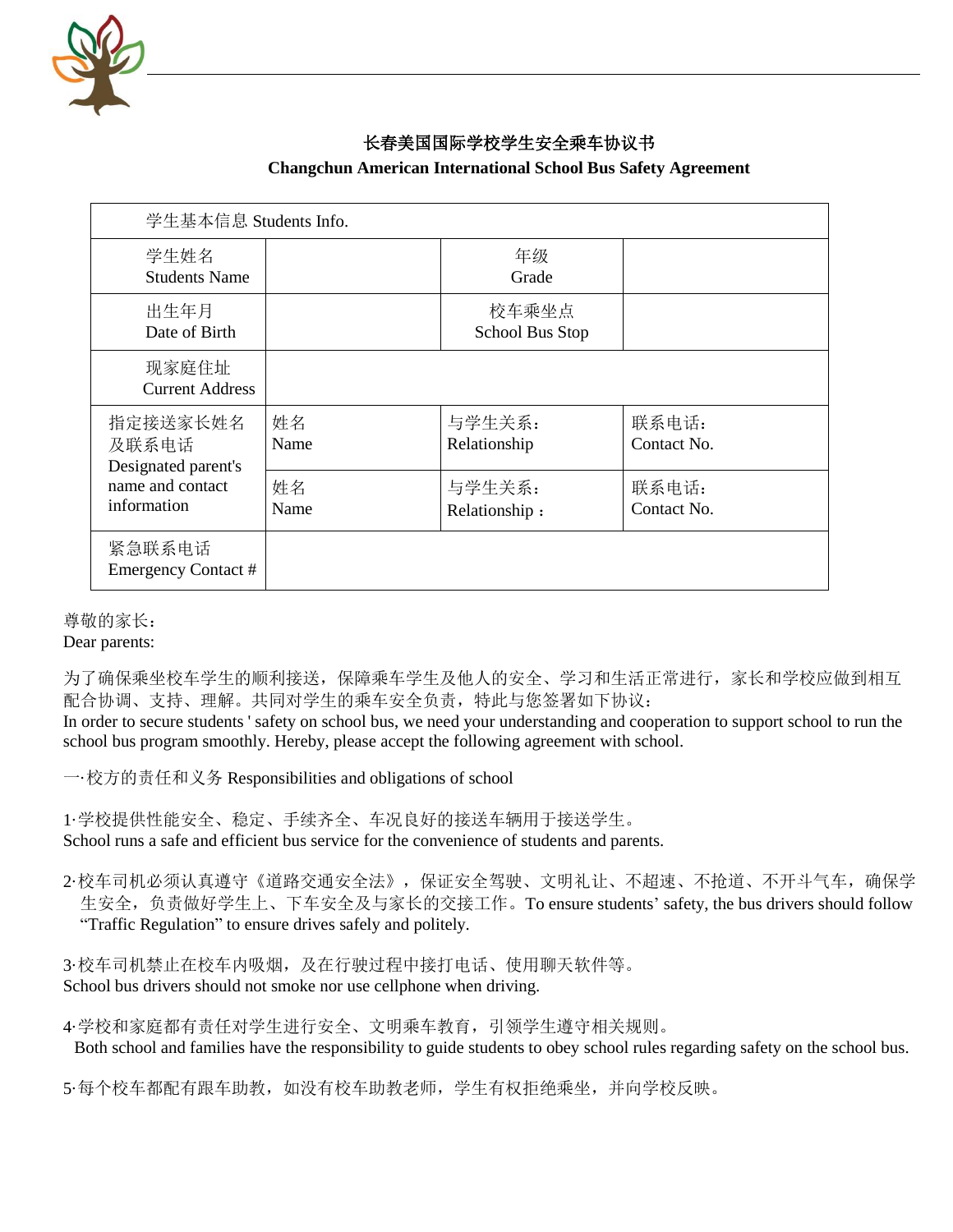# 长春美国国际学校学生安全乘车协议书

**Changchun American International School Bus Safety Agreement**

| 学生基本信息 Students Info. | | | |
|---|---|---|---|
| 学生姓名<br>Students Name | | 年级<br>Grade | |
| 出生年月<br>Date of Birth | | 校车乘坐点<br>School Bus Stop | |
| 现家庭住址<br>Current Address | | | |
| 指定接送家长姓名及联系电话<br>Designated parent's name and contact information | 姓名<br>Name | 与学生关系:<br>Relationship | 联系电话:<br>Contact No. |
| | 姓名<br>Name | 与学生关系:<br>Relationship： | 联系电话:<br>Contact No. |
| 紧急联系电话<br>Emergency Contact # | | | |

尊敬的家长：
Dear parents:

为了确保乘坐校车学生的顺利接送，保障乘车学生及他人的安全、学习和生活正常进行，家长和学校应做到相互配合协调、支持、理解。共同对学生的乘车安全负责，特此与您签署如下协议：
In order to secure students ' safety on school bus, we need your understanding and cooperation to support school to run the school bus program smoothly. Hereby, please accept the following agreement with school.

一·校方的责任和义务 Responsibilities and obligations of school

1·学校提供性能安全、稳定、手续齐全、车况良好的接送车辆用于接送学生。
School runs a safe and efficient bus service for the convenience of students and parents.

2·校车司机必须认真遵守《道路交通安全法》，保证安全驾驶、文明礼让、不超速、不抢道、不开斗气车，确保学生安全，负责做好学生上、下车安全及与家长的交接工作。To ensure students' safety, the bus drivers should follow "Traffic Regulation" to ensure drives safely and politely.

3·校车司机禁止在校车内吸烟，及在行驶过程中接打电话、使用聊天软件等。
School bus drivers should not smoke nor use cellphone when driving.

4·学校和家庭都有责任对学生进行安全、文明乘车教育，引领学生遵守相关规则。
Both school and families have the responsibility to guide students to obey school rules regarding safety on the school bus.

5·每个校车都配有跟车助教，如没有校车助教老师，学生有权拒绝乘坐，并向学校反映。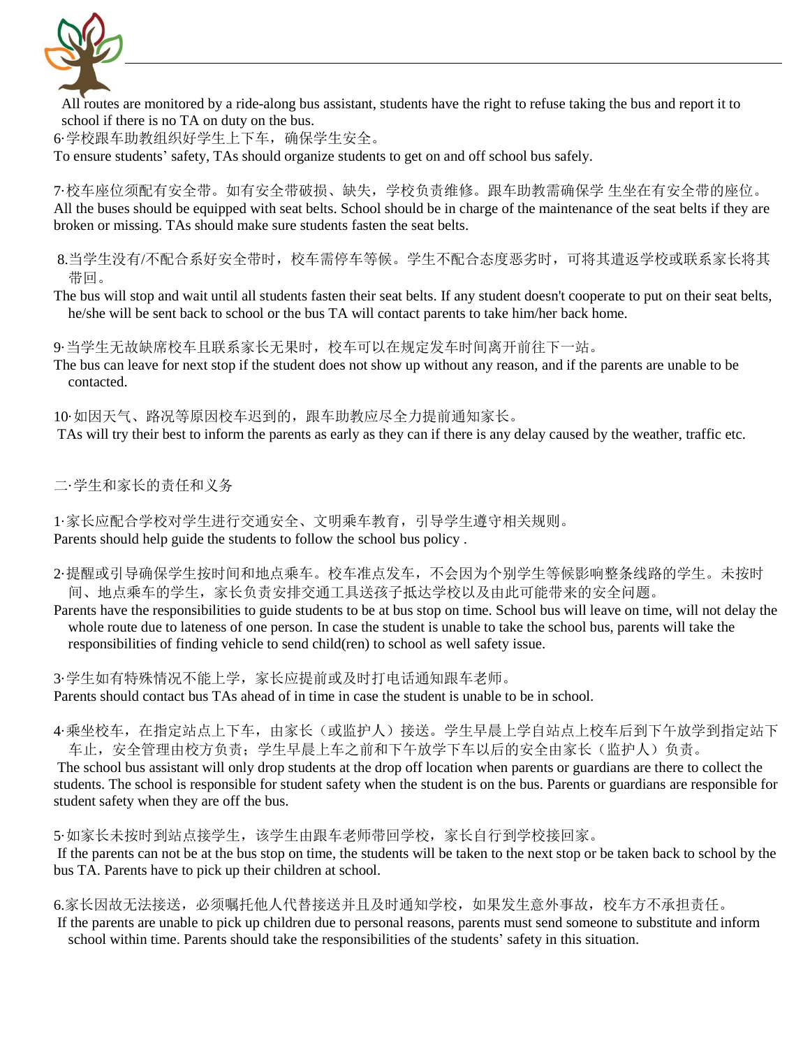All routes are monitored by a ride-along bus assistant, students have the right to refuse taking the bus and report it to school if there is no TA on duty on the bus.

6·学校跟车助教组织好学生上下车，确保学生安全。

To ensure students' safety, TAs should organize students to get on and off school bus safely.

7·校车座位须配有安全带。如有安全带破损、缺失，学校负责维修。跟车助教需确保学 生坐在有安全带的座位。

All the buses should be equipped with seat belts. School should be in charge of the maintenance of the seat belts if they are broken or missing. TAs should make sure students fasten the seat belts.

8.当学生没有/不配合系好安全带时，校车需停车等候。学生不配合态度恶劣时，可将其遣返学校或联系家长将其带回。

The bus will stop and wait until all students fasten their seat belts. If any student doesn't cooperate to put on their seat belts, he/she will be sent back to school or the bus TA will contact parents to take him/her back home.

9·当学生无故缺席校车且联系家长无果时，校车可以在规定发车时间离开前往下一站。

The bus can leave for next stop if the student does not show up without any reason, and if the parents are unable to be contacted.

10·如因天气、路况等原因校车迟到的，跟车助教应尽全力提前通知家长。

TAs will try their best to inform the parents as early as they can if there is any delay caused by the weather, traffic etc.

二·学生和家长的责任和义务

1·家长应配合学校对学生进行交通安全、文明乘车教育，引导学生遵守相关规则。

Parents should help guide the students to follow the school bus policy .

2·提醒或引导确保学生按时间和地点乘车。校车准点发车，不会因为个别学生等候影响整条线路的学生。未按时间、地点乘车的学生，家长负责安排交通工具送孩子抵达学校以及由此可能带来的安全问题。

Parents have the responsibilities to guide students to be at bus stop on time. School bus will leave on time, will not delay the whole route due to lateness of one person. In case the student is unable to take the school bus, parents will take the responsibilities of finding vehicle to send child(ren) to school as well safety issue.

3·学生如有特殊情况不能上学，家长应提前或及时打电话通知跟车老师。

Parents should contact bus TAs ahead of in time in case the student is unable to be in school.

4·乘坐校车，在指定站点上下车，由家长（或监护人）接送。学生早晨上学自站点上校车后到下午放学到指定站下车止，安全管理由校方负责；学生早晨上车之前和下午放学下车以后的安全由家长（监护人）负责。

The school bus assistant will only drop students at the drop off location when parents or guardians are there to collect the students. The school is responsible for student safety when the student is on the bus. Parents or guardians are responsible for student safety when they are off the bus.

5·如家长未按时到站点接学生，该学生由跟车老师带回学校，家长自行到学校接回家。

If the parents can not be at the bus stop on time, the students will be taken to the next stop or be taken back to school by the bus TA. Parents have to pick up their children at school.

6.家长因故无法接送，必须嘱托他人代替接送并且及时通知学校，如果发生意外事故，校车方不承担责任。

If the parents are unable to pick up children due to personal reasons, parents must send someone to substitute and inform school within time. Parents should take the responsibilities of the students' safety in this situation.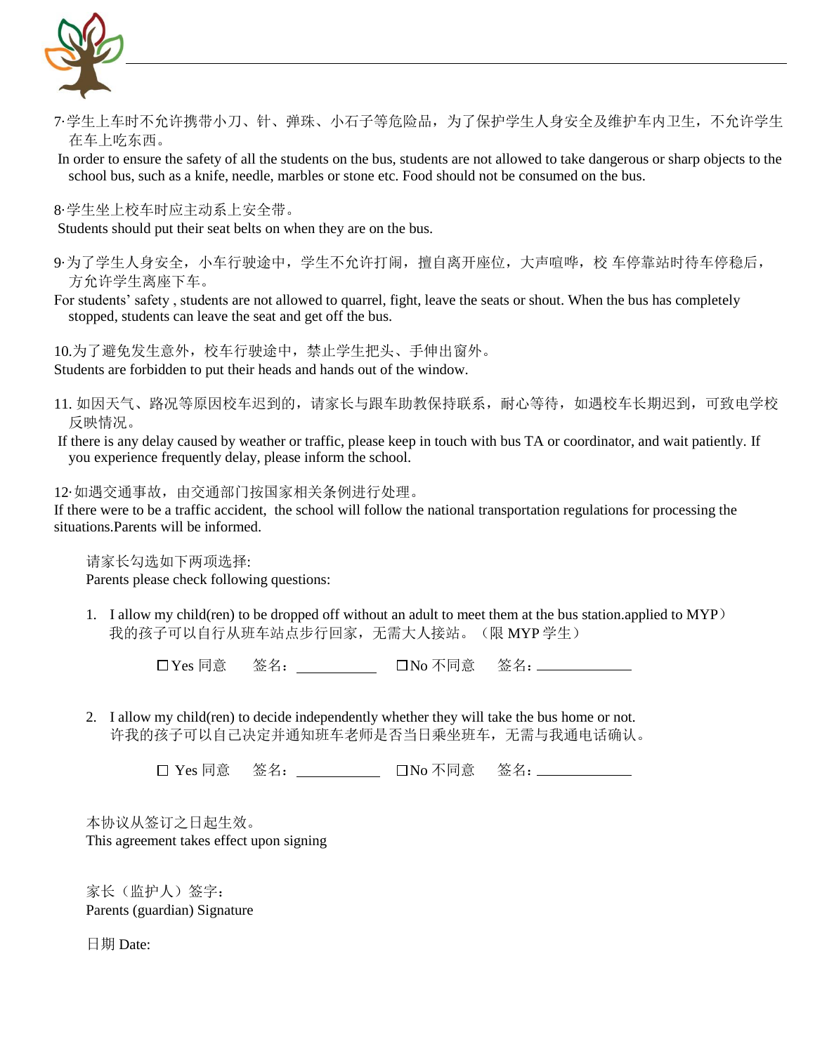7·学生上车时不允许携带小刀、针、弹珠、小石子等危险品，为了保护学生人身安全及维护车内卫生，不允许学生在车上吃东西。

In order to ensure the safety of all the students on the bus, students are not allowed to take dangerous or sharp objects to the school bus, such as a knife, needle, marbles or stone etc. Food should not be consumed on the bus.

8·学生坐上校车时应主动系上安全带。

Students should put their seat belts on when they are on the bus.

9·为了学生人身安全，小车行驶途中，学生不允许打闹，擅自离开座位，大声喧哗，校 车停靠站时待车停稳后，方允许学生离座下车。

For students' safety , students are not allowed to quarrel, fight, leave the seats or shout. When the bus has completely stopped, students can leave the seat and get off the bus.

10.为了避免发生意外，校车行驶途中，禁止学生把头、手伸出窗外。

Students are forbidden to put their heads and hands out of the window.

11. 如因天气、路况等原因校车迟到的，请家长与跟车助教保持联系，耐心等待，如遇校车长期迟到，可致电学校反映情况。

If there is any delay caused by weather or traffic, please keep in touch with bus TA or coordinator, and wait patiently. If you experience frequently delay, please inform the school.

12·如遇交通事故，由交通部门按国家相关条例进行处理。

If there were to be a traffic accident, the school will follow the national transportation regulations for processing the situations.Parents will be informed.

请家长勾选如下两项选择:

Parents please check following questions:

1. I allow my child(ren) to be dropped off without an adult to meet them at the bus station.applied to MYP）
   我的孩子可以自行从班车站点步行回家，无需大人接站。（限 MYP 学生）

   ☐ Yes 同意　签名：__________　☐ No 不同意　签名：__________

2. I allow my child(ren) to decide independently whether they will take the bus home or not.
   许我的孩子可以自己决定并通知班车老师是否当日乘坐班车，无需与我通电话确认。

   ☐ Yes 同意　签名：__________　☐ No 不同意　签名：__________

本协议从签订之日起生效。

This agreement takes effect upon signing

家长（监护人）签字：

Parents (guardian) Signature

日期 Date: